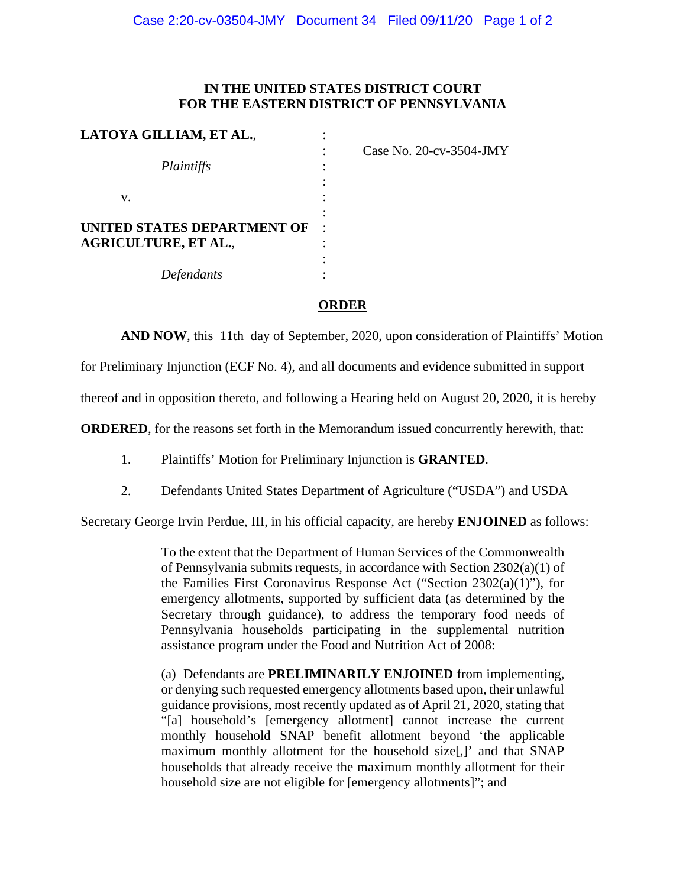**IN THE UNITED STATES DISTRICT COURT**
**FOR THE EASTERN DISTRICT OF PENNSYLVANIA**

| | | |
|---|---|---|
| **LATOYA GILLIAM, ET AL.**, | : | |
| | : | Case No. 20-cv-3504-JMY |
| *Plaintiffs* | : | |
| | : | |
| v. | : | |
| | : | |
| **UNITED STATES DEPARTMENT OF AGRICULTURE, ET AL.**, | : | |
| | : | |
| *Defendants* | : | |

## ORDER

**AND NOW**, this 11th day of September, 2020, upon consideration of Plaintiffs' Motion for Preliminary Injunction (ECF No. 4), and all documents and evidence submitted in support thereof and in opposition thereto, and following a Hearing held on August 20, 2020, it is hereby **ORDERED**, for the reasons set forth in the Memorandum issued concurrently herewith, that:

1. Plaintiffs' Motion for Preliminary Injunction is **GRANTED**.

2. Defendants United States Department of Agriculture ("USDA") and USDA Secretary George Irvin Perdue, III, in his official capacity, are hereby **ENJOINED** as follows:

> To the extent that the Department of Human Services of the Commonwealth of Pennsylvania submits requests, in accordance with Section 2302(a)(1) of the Families First Coronavirus Response Act ("Section 2302(a)(1)"), for emergency allotments, supported by sufficient data (as determined by the Secretary through guidance), to address the temporary food needs of Pennsylvania households participating in the supplemental nutrition assistance program under the Food and Nutrition Act of 2008:
>
> (a) Defendants are **PRELIMINARILY ENJOINED** from implementing, or denying such requested emergency allotments based upon, their unlawful guidance provisions, most recently updated as of April 21, 2020, stating that "[a] household's [emergency allotment] cannot increase the current monthly household SNAP benefit allotment beyond 'the applicable maximum monthly allotment for the household size[,]' and that SNAP households that already receive the maximum monthly allotment for their household size are not eligible for [emergency allotments]"; and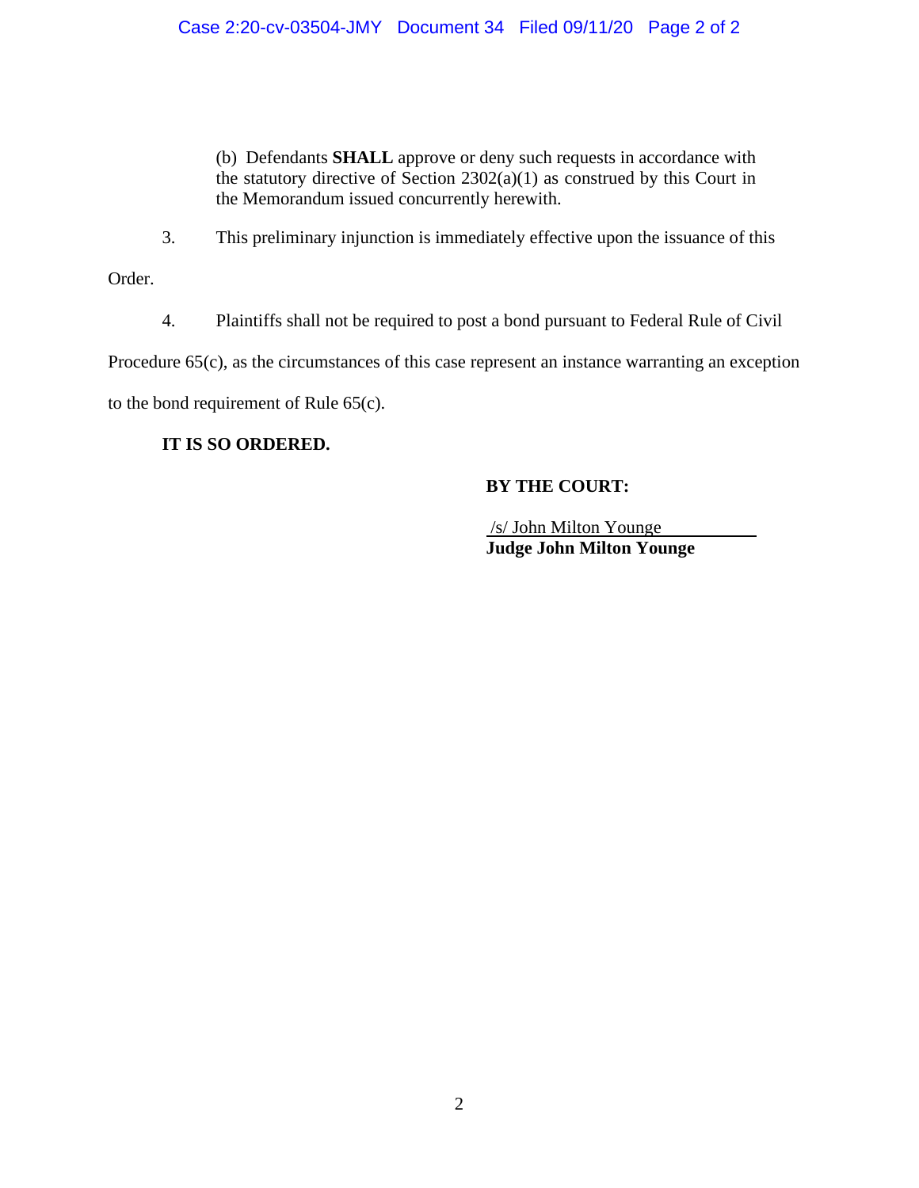(b) Defendants **SHALL** approve or deny such requests in accordance with the statutory directive of Section 2302(a)(1) as construed by this Court in the Memorandum issued concurrently herewith.

3. This preliminary injunction is immediately effective upon the issuance of this Order.

4. Plaintiffs shall not be required to post a bond pursuant to Federal Rule of Civil Procedure 65(c), as the circumstances of this case represent an instance warranting an exception to the bond requirement of Rule 65(c).

**IT IS SO ORDERED.**

**BY THE COURT:**

/s/ John Milton Younge
**Judge John Milton Younge**